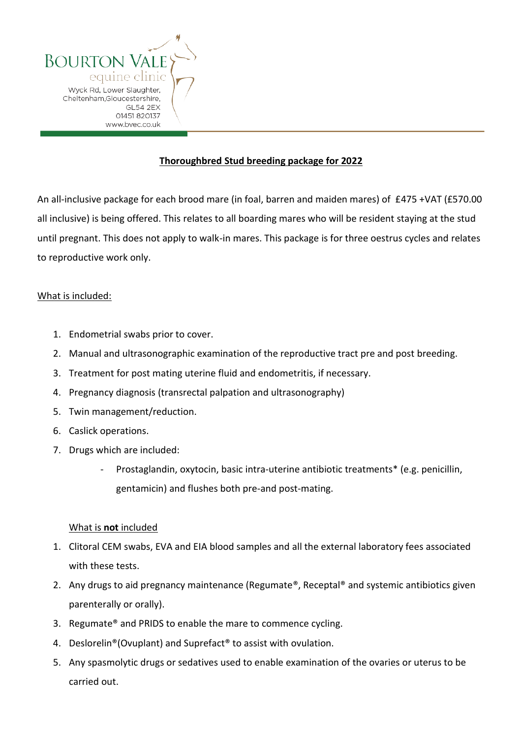BOURTON VALE
equine clinic
Wyck Rd, Lower Slaughter,
Cheltenham,Gloucestershire,
GL54 2EX
01451 820137
www.bvec.co.uk

## Thoroughbred Stud breeding package for 2022

An all-inclusive package for each brood mare (in foal, barren and maiden mares) of £475 +VAT (£570.00 all inclusive) is being offered. This relates to all boarding mares who will be resident staying at the stud until pregnant. This does not apply to walk-in mares. This package is for three oestrus cycles and relates to reproductive work only.

What is included:

1. Endometrial swabs prior to cover.
2. Manual and ultrasonographic examination of the reproductive tract pre and post breeding.
3. Treatment for post mating uterine fluid and endometritis, if necessary.
4. Pregnancy diagnosis (transrectal palpation and ultrasonography)
5. Twin management/reduction.
6. Caslick operations.
7. Drugs which are included:
   - Prostaglandin, oxytocin, basic intra-uterine antibiotic treatments* (e.g. penicillin, gentamicin) and flushes both pre-and post-mating.

What is **not** included

1. Clitoral CEM swabs, EVA and EIA blood samples and all the external laboratory fees associated with these tests.
2. Any drugs to aid pregnancy maintenance (Regumate®, Receptal® and systemic antibiotics given parenterally or orally).
3. Regumate® and PRIDS to enable the mare to commence cycling.
4. Deslorelin®(Ovuplant) and Suprefact® to assist with ovulation.
5. Any spasmolytic drugs or sedatives used to enable examination of the ovaries or uterus to be carried out.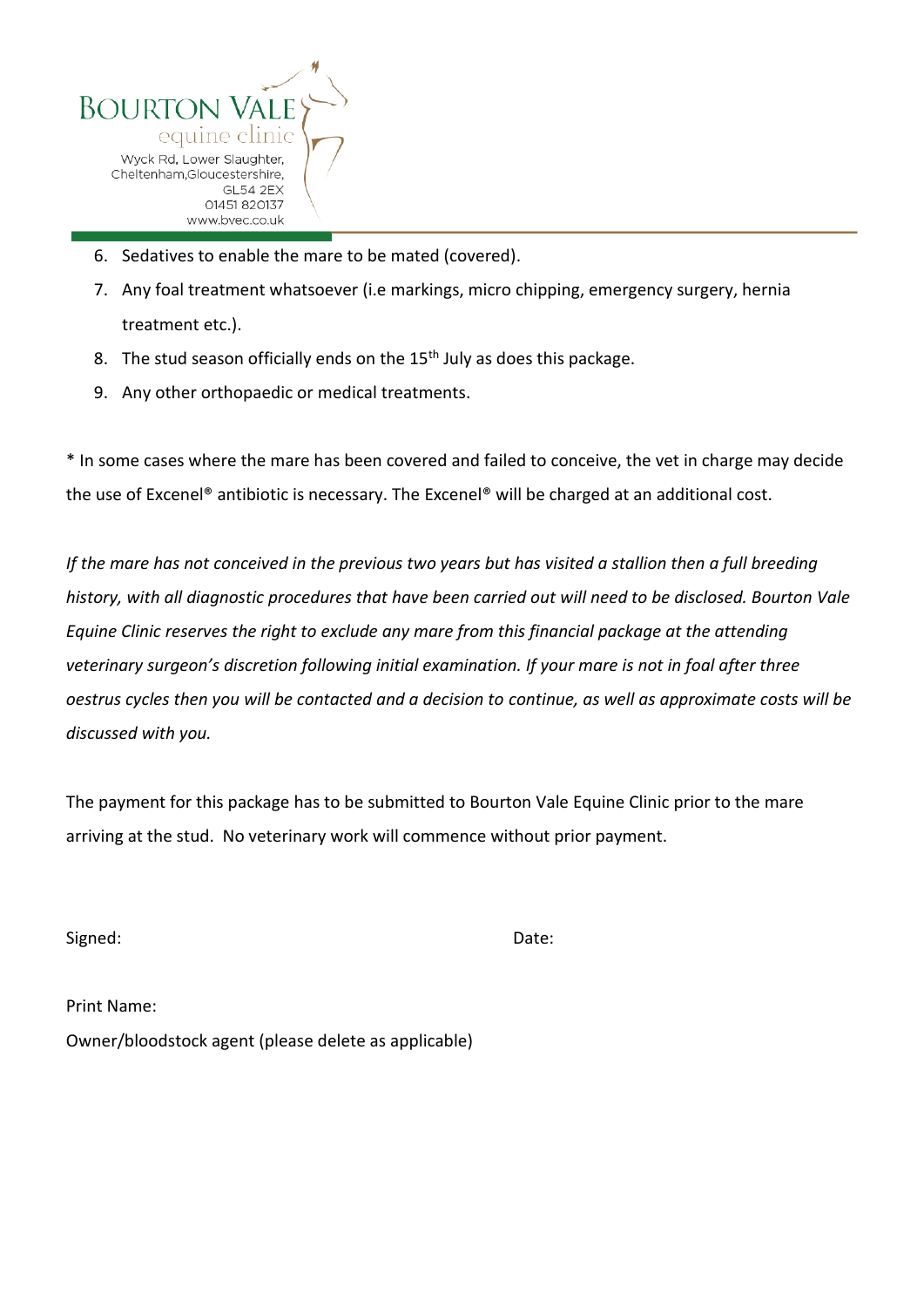6. Sedatives to enable the mare to be mated (covered).
7. Any foal treatment whatsoever (i.e markings, micro chipping, emergency surgery, hernia treatment etc.).
8. The stud season officially ends on the 15th July as does this package.
9. Any other orthopaedic or medical treatments.

* In some cases where the mare has been covered and failed to conceive, the vet in charge may decide the use of Excenel® antibiotic is necessary. The Excenel® will be charged at an additional cost.

*If the mare has not conceived in the previous two years but has visited a stallion then a full breeding history, with all diagnostic procedures that have been carried out will need to be disclosed. Bourton Vale Equine Clinic reserves the right to exclude any mare from this financial package at the attending veterinary surgeon's discretion following initial examination. If your mare is not in foal after three oestrus cycles then you will be contacted and a decision to continue, as well as approximate costs will be discussed with you.*

The payment for this package has to be submitted to Bourton Vale Equine Clinic prior to the mare arriving at the stud. No veterinary work will commence without prior payment.

Signed: Date:

Print Name:

Owner/bloodstock agent (please delete as applicable)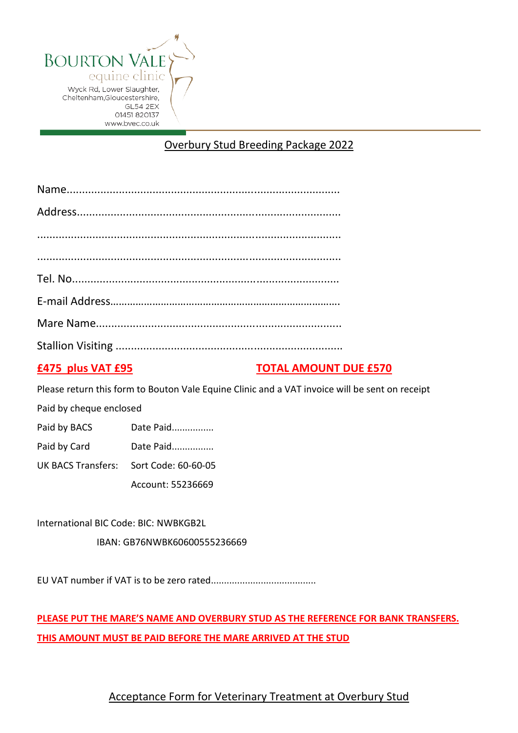BOURTON VALE
equine clinic
Wyck Rd, Lower Slaughter,
Cheltenham,Gloucestershire,
GL54 2EX
01451 820137
www.bvec.co.uk

## Overbury Stud Breeding Package 2022

Name........................................................................................

Address....................................................................................

..................................................................................................

..................................................................................................

Tel. No......................................................................................

E-mail Address..........................................................................

Mare Name...............................................................................

Stallion Visiting .........................................................................

**£475 plus VAT £95** **TOTAL AMOUNT DUE £570**

Please return this form to Bouton Vale Equine Clinic and a VAT invoice will be sent on receipt

Paid by cheque enclosed

Paid by BACS Date Paid................

Paid by Card Date Paid................

UK BACS Transfers: Sort Code: 60-60-05

Account: 55236669

International BIC Code: BIC: NWBKGB2L

IBAN: GB76NWBK60600555236669

EU VAT number if VAT is to be zero rated.......................................

**PLEASE PUT THE MARE'S NAME AND OVERBURY STUD AS THE REFERENCE FOR BANK TRANSFERS.**

**THIS AMOUNT MUST BE PAID BEFORE THE MARE ARRIVED AT THE STUD**

## Acceptance Form for Veterinary Treatment at Overbury Stud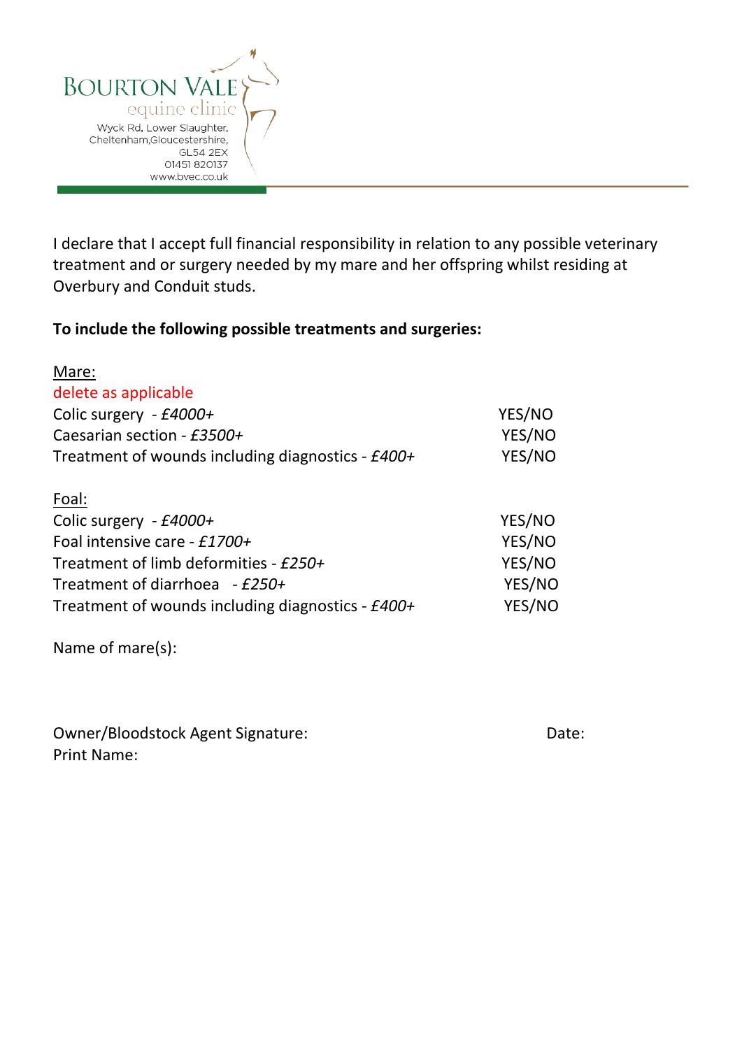BOURTON VALE
equine clinic
Wyck Rd, Lower Slaughter,
Cheltenham,Gloucestershire,
GL54 2EX
01451 820137
www.bvec.co.uk

I declare that I accept full financial responsibility in relation to any possible veterinary treatment and or surgery needed by my mare and her offspring whilst residing at Overbury and Conduit studs.

**To include the following possible treatments and surgeries:**

Mare:
delete as applicable

| | |
|---|---|
| Colic surgery - *£4000+* | YES/NO |
| Caesarian section - *£3500+* | YES/NO |
| Treatment of wounds including diagnostics - *£400+* | YES/NO |

Foal:

| | |
|---|---|
| Colic surgery - *£4000+* | YES/NO |
| Foal intensive care - *£1700+* | YES/NO |
| Treatment of limb deformities - *£250+* | YES/NO |
| Treatment of diarrhoea - *£250+* | YES/NO |
| Treatment of wounds including diagnostics - *£400+* | YES/NO |

Name of mare(s):

Owner/Bloodstock Agent Signature: Date:
Print Name: